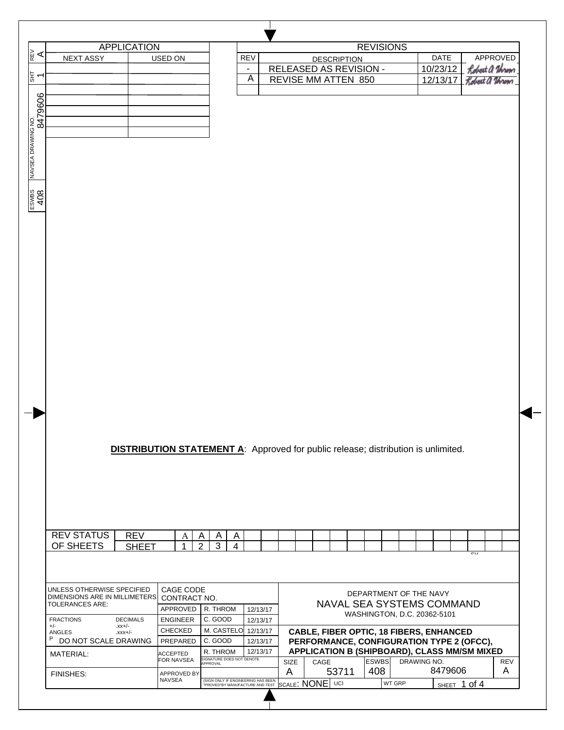| REV | SHT | NAVSEA DRAWING NO. | ESWBS |
|---|---|---|---|
| A | 1 | 8479606 | 408 |

## APPLICATION

| NEXT ASSY | USED ON |
|---|---|
| | |
| | |
| | |
| | |
| | |
| | |

## REVISIONS

| REV | DESCRIPTION | DATE | APPROVED |
|---|---|---|---|
| - | RELEASED AS REVISION - | 10/23/12 | Robert A Throm |
| A | REVISE MM ATTEN 850 | 12/13/17 | Robert A Throm |

**DISTRIBUTION STATEMENT A**: Approved for public release; distribution is unlimited.

| REV STATUS | REV | A | A | A | A |
|---|---|---|---|---|---|
| OF SHEETS | SHEET | 1 | 2 | 3 | 4 |

| UNLESS OTHERWISE SPECIFIED DIMENSIONS ARE IN MILLIMETERS TOLERANCES ARE: | CAGE CODE CONTRACT NO. | | |
|---|---|---|---|
| FRACTIONS +/- ANGLES; DECIMALS .xx+/- .xxx+/- | APPROVED | R. THROM | 12/13/17 |
| DO NOT SCALE DRAWING | ENGINEER | C. GOOD | 12/13/17 |
| MATERIAL: | CHECKED | M. CASTELO | 12/13/17 |
| FINISHES: | PREPARED | C. GOOD | 12/13/17 |
| | ACCEPTED FOR NAVSEA | R. THROM (SIGNATURE DOES NOT DENOTE APPROVAL) | 12/13/17 |
| | APPROVED BY NAVSEA | (SIGN ONLY IF ENGINEERING HAS BEEN "PROVED" BY MANUFACTURE AND TEST) | |

DEPARTMENT OF THE NAVY
NAVAL SEA SYSTEMS COMMAND
WASHINGTON, D.C. 20362-5101

**CABLE, FIBER OPTIC, 18 FIBERS, ENHANCED PERFORMANCE, CONFIGURATION TYPE 2 (OFCC), APPLICATION B (SHIPBOARD), CLASS MM/SM MIXED**

| SIZE | CAGE | ESWBS | DRAWING NO. | REV |
|---|---|---|---|---|
| A | 53711 | 408 | 8479606 | A |

SCALE: NONE | UCI | WT GRP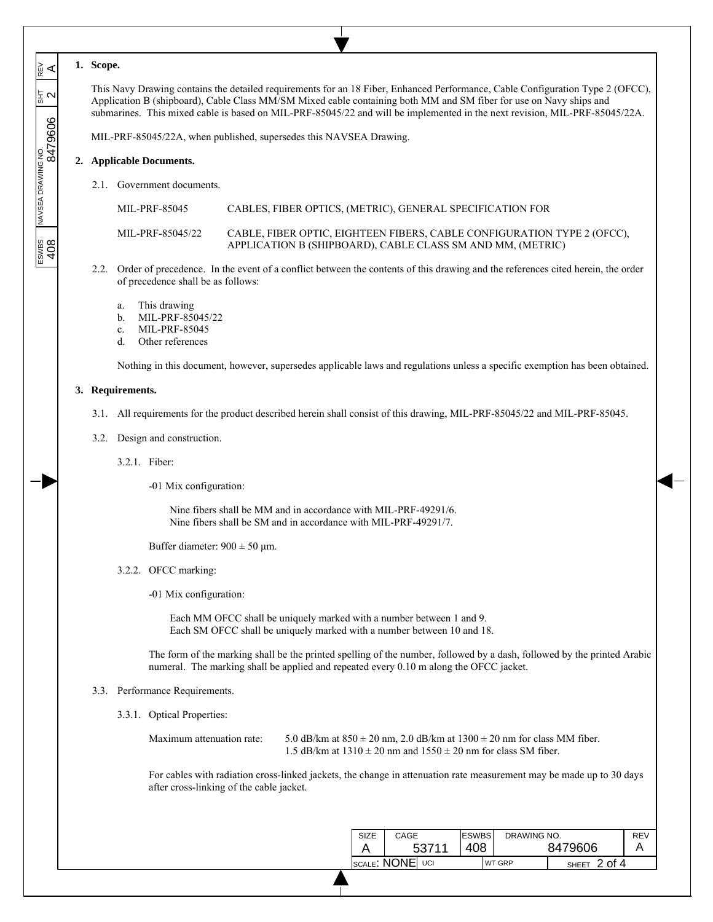## 1. Scope.

This Navy Drawing contains the detailed requirements for an 18 Fiber, Enhanced Performance, Cable Configuration Type 2 (OFCC), Application B (shipboard), Cable Class MM/SM Mixed cable containing both MM and SM fiber for use on Navy ships and submarines. This mixed cable is based on MIL-PRF-85045/22 and will be implemented in the next revision, MIL-PRF-85045/22A.

MIL-PRF-85045/22A, when published, supersedes this NAVSEA Drawing.

## 2. Applicable Documents.

2.1. Government documents.

| | |
|---|---|
| MIL-PRF-85045 | CABLES, FIBER OPTICS, (METRIC), GENERAL SPECIFICATION FOR |
| MIL-PRF-85045/22 | CABLE, FIBER OPTIC, EIGHTEEN FIBERS, CABLE CONFIGURATION TYPE 2 (OFCC), APPLICATION B (SHIPBOARD), CABLE CLASS SM AND MM, (METRIC) |

2.2. Order of precedence. In the event of a conflict between the contents of this drawing and the references cited herein, the order of precedence shall be as follows:

a. This drawing
b. MIL-PRF-85045/22
c. MIL-PRF-85045
d. Other references

Nothing in this document, however, supersedes applicable laws and regulations unless a specific exemption has been obtained.

## 3. Requirements.

3.1. All requirements for the product described herein shall consist of this drawing, MIL-PRF-85045/22 and MIL-PRF-85045.

3.2. Design and construction.

3.2.1. Fiber:

-01 Mix configuration:

Nine fibers shall be MM and in accordance with MIL-PRF-49291/6.
Nine fibers shall be SM and in accordance with MIL-PRF-49291/7.

Buffer diameter: 900 ± 50 μm.

3.2.2. OFCC marking:

-01 Mix configuration:

Each MM OFCC shall be uniquely marked with a number between 1 and 9.
Each SM OFCC shall be uniquely marked with a number between 10 and 18.

The form of the marking shall be the printed spelling of the number, followed by a dash, followed by the printed Arabic numeral. The marking shall be applied and repeated every 0.10 m along the OFCC jacket.

3.3. Performance Requirements.

3.3.1. Optical Properties:

Maximum attenuation rate: 5.0 dB/km at 850 ± 20 nm, 2.0 dB/km at 1300 ± 20 nm for class MM fiber.
1.5 dB/km at 1310 ± 20 nm and 1550 ± 20 nm for class SM fiber.

For cables with radiation cross-linked jackets, the change in attenuation rate measurement may be made up to 30 days after cross-linking of the cable jacket.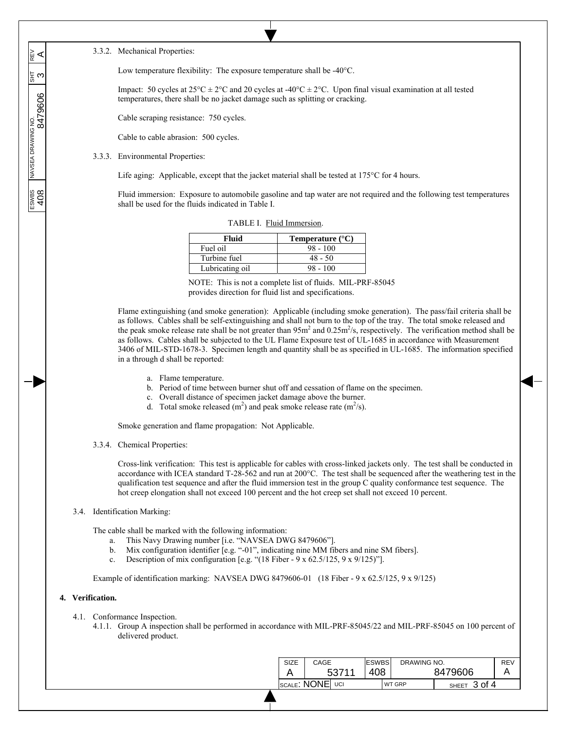3.3.2. Mechanical Properties:

Low temperature flexibility: The exposure temperature shall be -40°C.

Impact: 50 cycles at 25°C ± 2°C and 20 cycles at -40°C ± 2°C. Upon final visual examination at all tested temperatures, there shall be no jacket damage such as splitting or cracking.

Cable scraping resistance: 750 cycles.

Cable to cable abrasion: 500 cycles.

3.3.3. Environmental Properties:

Life aging: Applicable, except that the jacket material shall be tested at 175°C for 4 hours.

Fluid immersion: Exposure to automobile gasoline and tap water are not required and the following test temperatures shall be used for the fluids indicated in Table I.

TABLE I. Fluid Immersion.

| Fluid | Temperature (°C) |
|---|---|
| Fuel oil | 98 - 100 |
| Turbine fuel | 48 - 50 |
| Lubricating oil | 98 - 100 |

NOTE: This is not a complete list of fluids. MIL-PRF-85045 provides direction for fluid list and specifications.

Flame extinguishing (and smoke generation): Applicable (including smoke generation). The pass/fail criteria shall be as follows. Cables shall be self-extinguishing and shall not burn to the top of the tray. The total smoke released and the peak smoke release rate shall be not greater than $95m^2$ and $0.25m^2/s$, respectively. The verification method shall be as follows. Cables shall be subjected to the UL Flame Exposure test of UL-1685 in accordance with Measurement 3406 of MIL-STD-1678-3. Specimen length and quantity shall be as specified in UL-1685. The information specified in a through d shall be reported:

a. Flame temperature.
b. Period of time between burner shut off and cessation of flame on the specimen.
c. Overall distance of specimen jacket damage above the burner.
d. Total smoke released ($m^2$) and peak smoke release rate ($m^2/s$).

Smoke generation and flame propagation: Not Applicable.

3.3.4. Chemical Properties:

Cross-link verification: This test is applicable for cables with cross-linked jackets only. The test shall be conducted in accordance with ICEA standard T-28-562 and run at 200°C. The test shall be sequenced after the weathering test in the qualification test sequence and after the fluid immersion test in the group C quality conformance test sequence. The hot creep elongation shall not exceed 100 percent and the hot creep set shall not exceed 10 percent.

3.4. Identification Marking:

The cable shall be marked with the following information:

a. This Navy Drawing number [i.e. "NAVSEA DWG 8479606"].
b. Mix configuration identifier [e.g. "-01", indicating nine MM fibers and nine SM fibers].
c. Description of mix configuration [e.g. "(18 Fiber - 9 x 62.5/125, 9 x 9/125)"].

Example of identification marking: NAVSEA DWG 8479606-01 (18 Fiber - 9 x 62.5/125, 9 x 9/125)

## 4. Verification.

4.1. Conformance Inspection.

4.1.1. Group A inspection shall be performed in accordance with MIL-PRF-85045/22 and MIL-PRF-85045 on 100 percent of delivered product.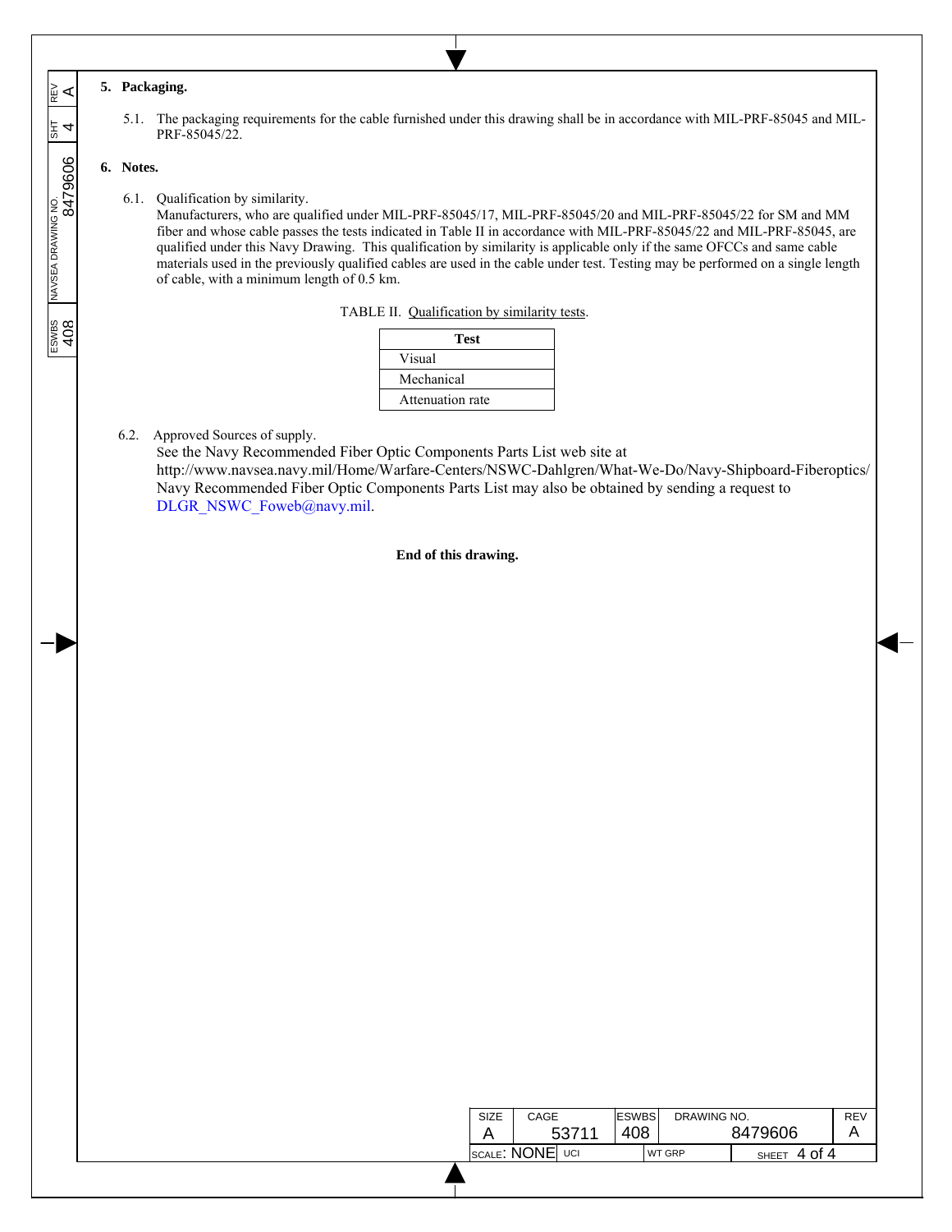## 5. Packaging.

5.1. The packaging requirements for the cable furnished under this drawing shall be in accordance with MIL-PRF-85045 and MIL-PRF-85045/22.

## 6. Notes.

6.1. Qualification by similarity.
Manufacturers, who are qualified under MIL-PRF-85045/17, MIL-PRF-85045/20 and MIL-PRF-85045/22 for SM and MM fiber and whose cable passes the tests indicated in Table II in accordance with MIL-PRF-85045/22 and MIL-PRF-85045, are qualified under this Navy Drawing. This qualification by similarity is applicable only if the same OFCCs and same cable materials used in the previously qualified cables are used in the cable under test. Testing may be performed on a single length of cable, with a minimum length of 0.5 km.

TABLE II. Qualification by similarity tests.

| Test |
|---|
| Visual |
| Mechanical |
| Attenuation rate |

6.2. Approved Sources of supply.
See the Navy Recommended Fiber Optic Components Parts List web site at http://www.navsea.navy.mil/Home/Warfare-Centers/NSWC-Dahlgren/What-We-Do/Navy-Shipboard-Fiberoptics/ Navy Recommended Fiber Optic Components Parts List may also be obtained by sending a request to DLGR_NSWC_Foweb@navy.mil.

**End of this drawing.**

| SIZE | CAGE | ESWBS | DRAWING NO. | REV |
|---|---|---|---|---|
| A | 53711 | 408 | 8479606 | A |
| SCALE: NONE | UCI | | WT GRP | SHEET 4 of 4 |